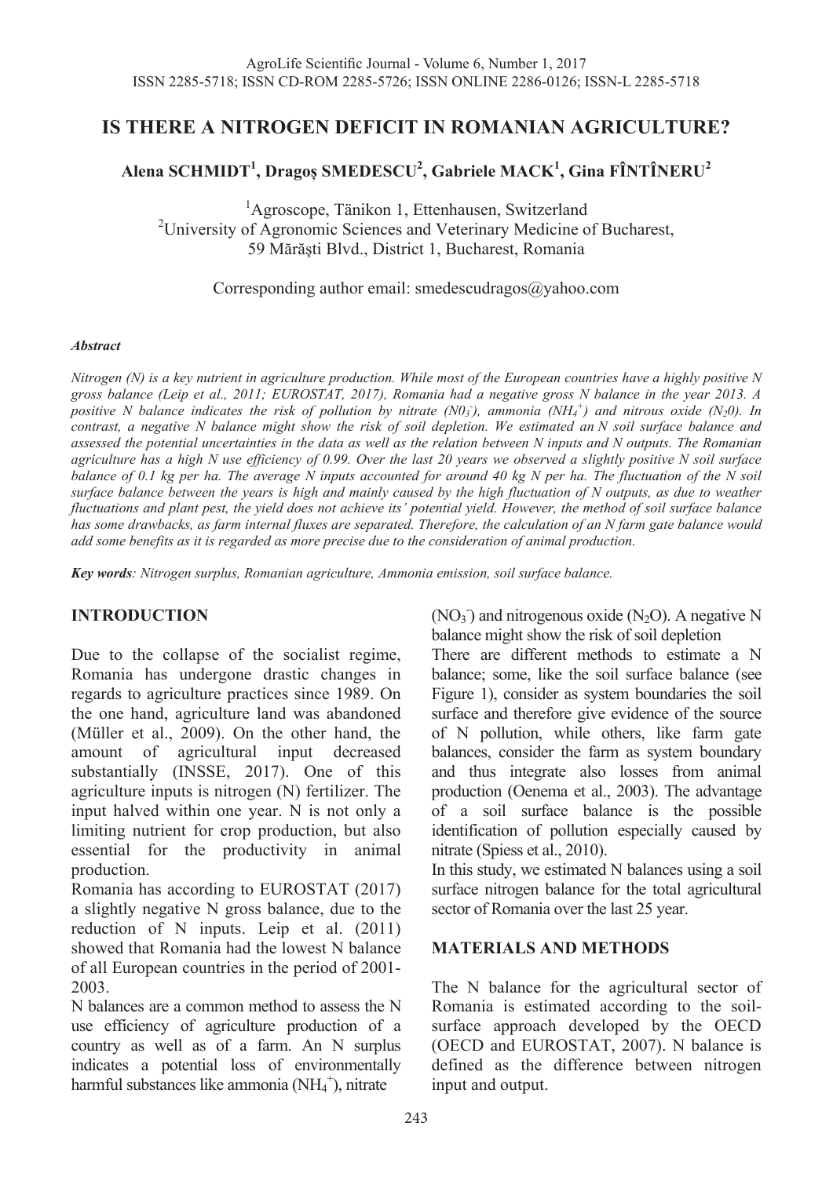# IS THERE A NITROGEN DEFICIT IN ROMANIAN AGRICULTURE?

**Alena SCHMIDT[1], Dragoș SMEDESCU[2], Gabriele MACK[1], Gina FÎNTÎNERU[2]**

[1]Agroscope, Tänikon 1, Ettenhausen, Switzerland
[2]University of Agronomic Sciences and Veterinary Medicine of Bucharest, 59 Mărăşti Blvd., District 1, Bucharest, Romania

Corresponding author email: smedescudragos@yahoo.com

***Abstract***

*Nitrogen (N) is a key nutrient in agriculture production. While most of the European countries have a highly positive N gross balance (Leip et al., 2011; EUROSTAT, 2017), Romania had a negative gross N balance in the year 2013. A positive N balance indicates the risk of pollution by nitrate ($N0_3^-$), ammonia ($NH_4^+$) and nitrous oxide ($N_20$). In contrast, a negative N balance might show the risk of soil depletion. We estimated an N soil surface balance and assessed the potential uncertainties in the data as well as the relation between N inputs and N outputs. The Romanian agriculture has a high N use efficiency of 0.99. Over the last 20 years we observed a slightly positive N soil surface balance of 0.1 kg per ha. The average N inputs accounted for around 40 kg N per ha. The fluctuation of the N soil surface balance between the years is high and mainly caused by the high fluctuation of N outputs, as due to weather fluctuations and plant pest, the yield does not achieve its' potential yield. However, the method of soil surface balance has some drawbacks, as farm internal fluxes are separated. Therefore, the calculation of an N farm gate balance would add some benefits as it is regarded as more precise due to the consideration of animal production.*

***Key words**: Nitrogen surplus, Romanian agriculture, Ammonia emission, soil surface balance.*

## INTRODUCTION

Due to the collapse of the socialist regime, Romania has undergone drastic changes in regards to agriculture practices since 1989. On the one hand, agriculture land was abandoned (Müller et al., 2009). On the other hand, the amount of agricultural input decreased substantially (INSSE, 2017). One of this agriculture inputs is nitrogen (N) fertilizer. The input halved within one year. N is not only a limiting nutrient for crop production, but also essential for the productivity in animal production.

Romania has according to EUROSTAT (2017) a slightly negative N gross balance, due to the reduction of N inputs. Leip et al. (2011) showed that Romania had the lowest N balance of all European countries in the period of 2001-2003.

N balances are a common method to assess the N use efficiency of agriculture production of a country as well as of a farm. An N surplus indicates a potential loss of environmentally harmful substances like ammonia ($NH_4^+$), nitrate ($NO_3^-$) and nitrogenous oxide ($N_2O$). A negative N balance might show the risk of soil depletion

There are different methods to estimate a N balance; some, like the soil surface balance (see Figure 1), consider as system boundaries the soil surface and therefore give evidence of the source of N pollution, while others, like farm gate balances, consider the farm as system boundary and thus integrate also losses from animal production (Oenema et al., 2003). The advantage of a soil surface balance is the possible identification of pollution especially caused by nitrate (Spiess et al., 2010).

In this study, we estimated N balances using a soil surface nitrogen balance for the total agricultural sector of Romania over the last 25 year.

## MATERIALS AND METHODS

The N balance for the agricultural sector of Romania is estimated according to the soil-surface approach developed by the OECD (OECD and EUROSTAT, 2007). N balance is defined as the difference between nitrogen input and output.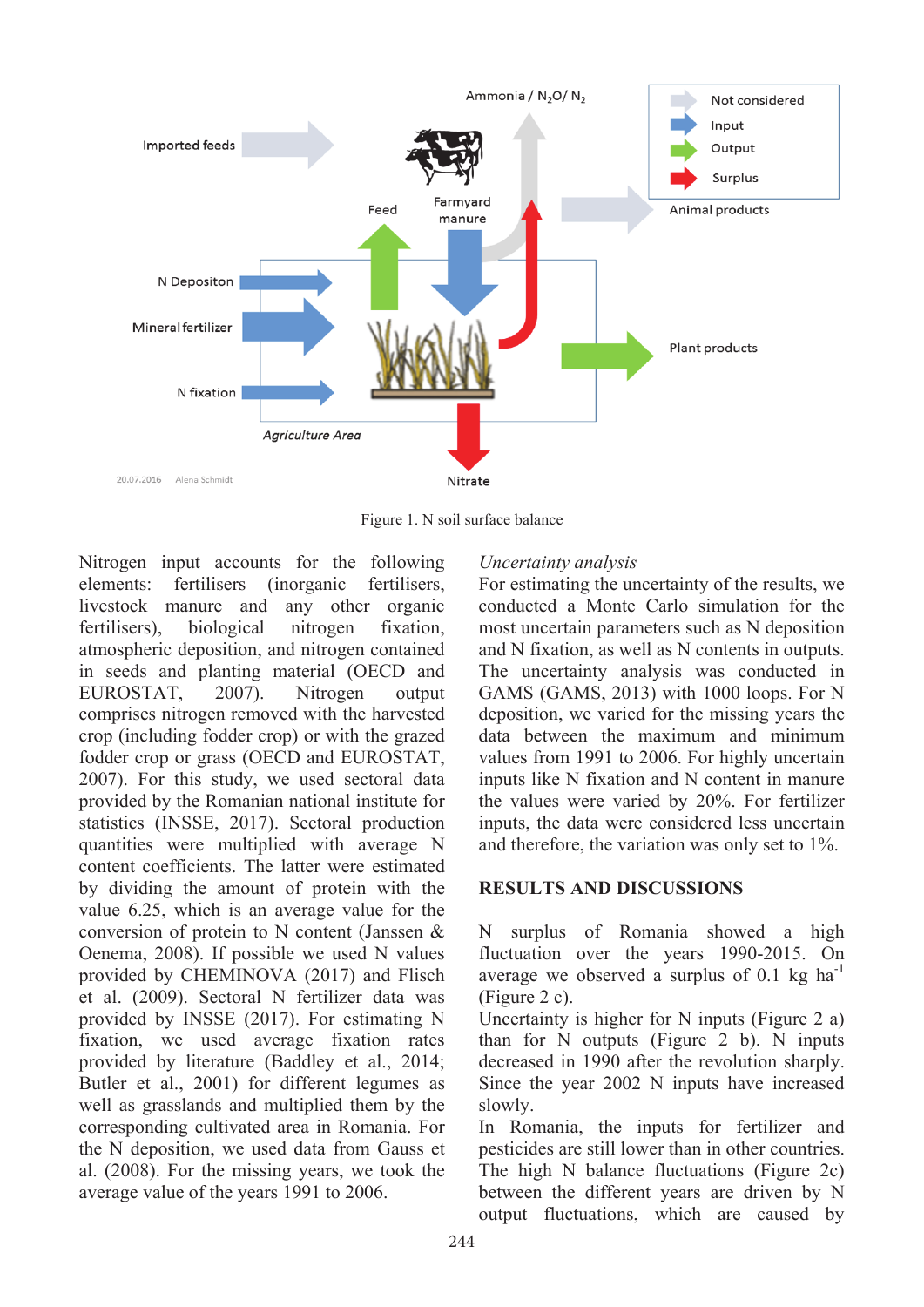Figure 1. N soil surface balance

Nitrogen input accounts for the following elements: fertilisers (inorganic fertilisers, livestock manure and any other organic fertilisers), biological nitrogen fixation, atmospheric deposition, and nitrogen contained in seeds and planting material (OECD and EUROSTAT, 2007). Nitrogen output comprises nitrogen removed with the harvested crop (including fodder crop) or with the grazed fodder crop or grass (OECD and EUROSTAT, 2007). For this study, we used sectoral data provided by the Romanian national institute for statistics (INSSE, 2017). Sectoral production quantities were multiplied with average N content coefficients. The latter were estimated by dividing the amount of protein with the value 6.25, which is an average value for the conversion of protein to N content (Janssen & Oenema, 2008). If possible we used N values provided by CHEMINOVA (2017) and Flisch et al. (2009). Sectoral N fertilizer data was provided by INSSE (2017). For estimating N fixation, we used average fixation rates provided by literature (Baddley et al., 2014; Butler et al., 2001) for different legumes as well as grasslands and multiplied them by the corresponding cultivated area in Romania. For the N deposition, we used data from Gauss et al. (2008). For the missing years, we took the average value of the years 1991 to 2006.

*Uncertainty analysis*

For estimating the uncertainty of the results, we conducted a Monte Carlo simulation for the most uncertain parameters such as N deposition and N fixation, as well as N contents in outputs. The uncertainty analysis was conducted in GAMS (GAMS, 2013) with 1000 loops. For N deposition, we varied for the missing years the data between the maximum and minimum values from 1991 to 2006. For highly uncertain inputs like N fixation and N content in manure the values were varied by 20%. For fertilizer inputs, the data were considered less uncertain and therefore, the variation was only set to 1%.

## RESULTS AND DISCUSSIONS

N surplus of Romania showed a high fluctuation over the years 1990-2015. On average we observed a surplus of 0.1 kg $ha^{-1}$ (Figure 2 c).

Uncertainty is higher for N inputs (Figure 2 a) than for N outputs (Figure 2 b). N inputs decreased in 1990 after the revolution sharply. Since the year 2002 N inputs have increased slowly.

In Romania, the inputs for fertilizer and pesticides are still lower than in other countries. The high N balance fluctuations (Figure 2c) between the different years are driven by N output fluctuations, which are caused by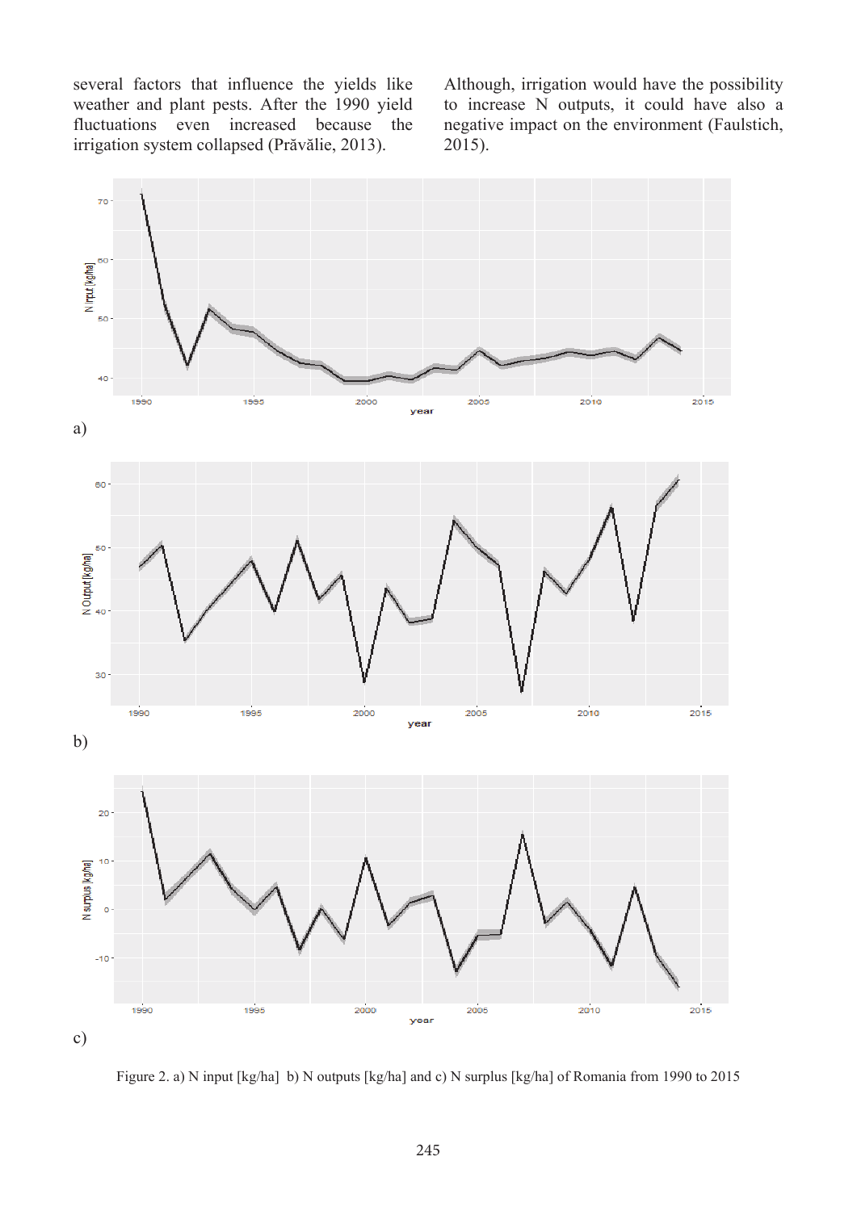several factors that influence the yields like weather and plant pests. After the 1990 yield fluctuations even increased because the irrigation system collapsed (Prăvălie, 2013). Although, irrigation would have the possibility to increase N outputs, it could have also a negative impact on the environment (Faulstich, 2015).

a)

b)

c)

Figure 2. a) N input [kg/ha] b) N outputs [kg/ha] and c) N surplus [kg/ha] of Romania from 1990 to 2015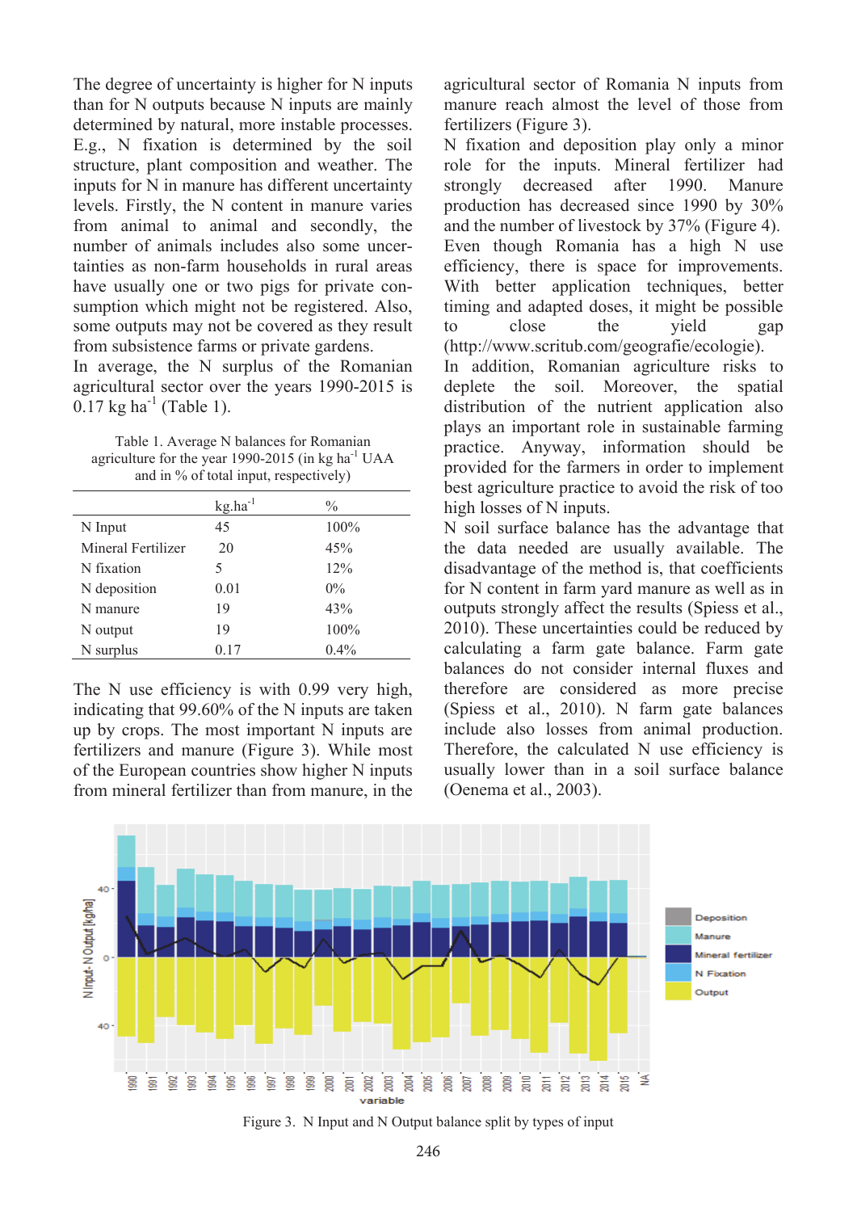The degree of uncertainty is higher for N inputs than for N outputs because N inputs are mainly determined by natural, more instable processes. E.g., N fixation is determined by the soil structure, plant composition and weather. The inputs for N in manure has different uncertainty levels. Firstly, the N content in manure varies from animal to animal and secondly, the number of animals includes also some uncertainties as non-farm households in rural areas have usually one or two pigs for private consumption which might not be registered. Also, some outputs may not be covered as they result from subsistence farms or private gardens.

In average, the N surplus of the Romanian agricultural sector over the years 1990-2015 is 0.17 kg ha$^{-1}$ (Table 1).

Table 1. Average N balances for Romanian agriculture for the year 1990-2015 (in kg ha$^{-1}$ UAA and in % of total input, respectively)

| | kg.ha$^{-1}$ | % |
|---|---|---|
| N Input | 45 | 100% |
| Mineral Fertilizer | 20 | 45% |
| N fixation | 5 | 12% |
| N deposition | 0.01 | 0% |
| N manure | 19 | 43% |
| N output | 19 | 100% |
| N surplus | 0.17 | 0.4% |

The N use efficiency is with 0.99 very high, indicating that 99.60% of the N inputs are taken up by crops. The most important N inputs are fertilizers and manure (Figure 3). While most of the European countries show higher N inputs from mineral fertilizer than from manure, in the agricultural sector of Romania N inputs from manure reach almost the level of those from fertilizers (Figure 3).

N fixation and deposition play only a minor role for the inputs. Mineral fertilizer had strongly decreased after 1990. Manure production has decreased since 1990 by 30% and the number of livestock by 37% (Figure 4).

Even though Romania has a high N use efficiency, there is space for improvements. With better application techniques, better timing and adapted doses, it might be possible to close the yield gap (http://www.scritub.com/geografie/ecologie).

In addition, Romanian agriculture risks to deplete the soil. Moreover, the spatial distribution of the nutrient application also plays an important role in sustainable farming practice. Anyway, information should be provided for the farmers in order to implement best agriculture practice to avoid the risk of too high losses of N inputs.

N soil surface balance has the advantage that the data needed are usually available. The disadvantage of the method is, that coefficients for N content in farm yard manure as well as in outputs strongly affect the results (Spiess et al., 2010). These uncertainties could be reduced by calculating a farm gate balance. Farm gate balances do not consider internal fluxes and therefore are considered as more precise (Spiess et al., 2010). N farm gate balances include also losses from animal production. Therefore, the calculated N use efficiency is usually lower than in a soil surface balance (Oenema et al., 2003).

Figure 3. N Input and N Output balance split by types of input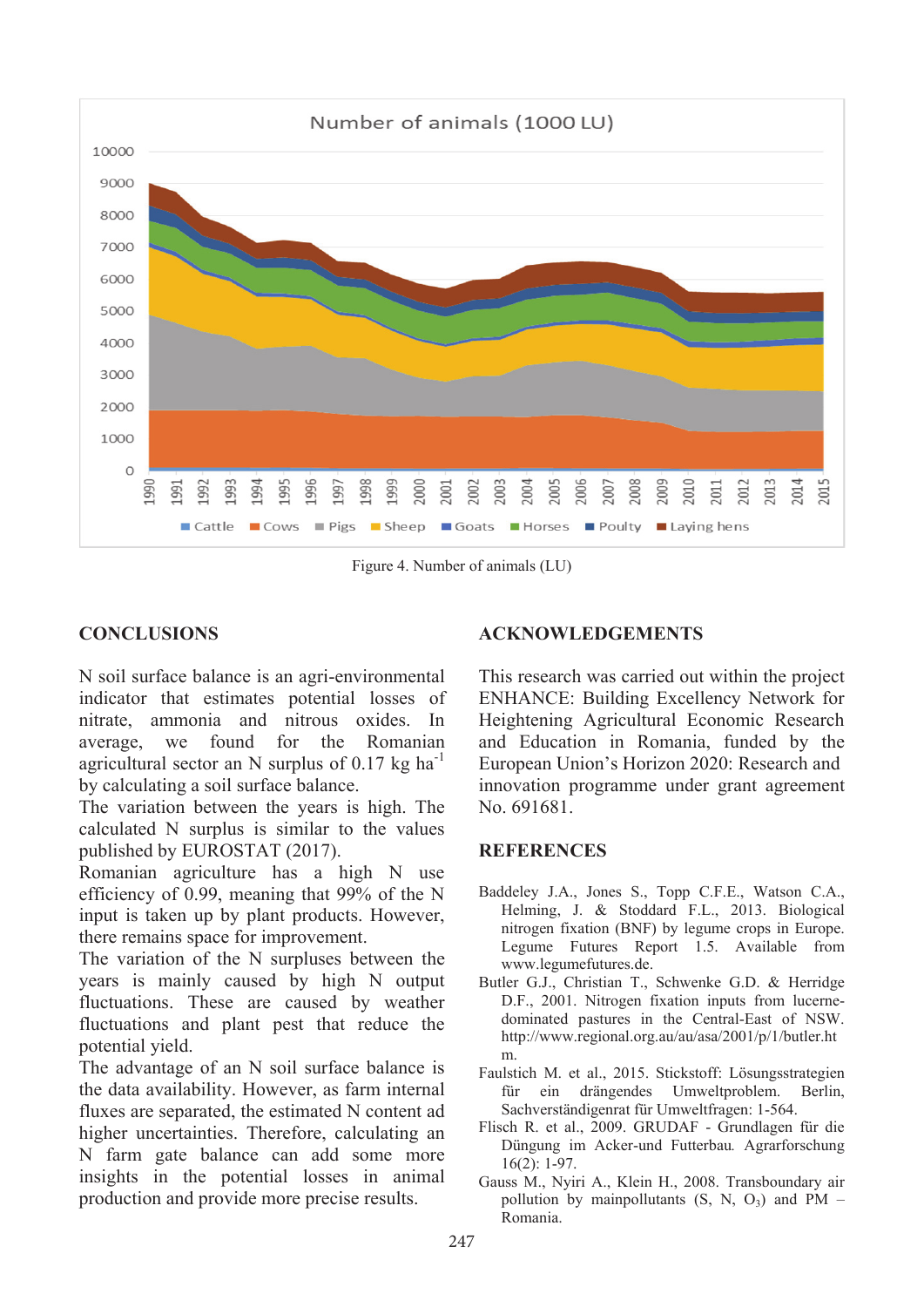Figure 4. Number of animals (LU)

## CONCLUSIONS

N soil surface balance is an agri-environmental indicator that estimates potential losses of nitrate, ammonia and nitrous oxides. In average, we found for the Romanian agricultural sector an N surplus of 0.17 kg $ha^{-1}$ by calculating a soil surface balance.

The variation between the years is high. The calculated N surplus is similar to the values published by EUROSTAT (2017).

Romanian agriculture has a high N use efficiency of 0.99, meaning that 99% of the N input is taken up by plant products. However, there remains space for improvement.

The variation of the N surpluses between the years is mainly caused by high N output fluctuations. These are caused by weather fluctuations and plant pest that reduce the potential yield.

The advantage of an N soil surface balance is the data availability. However, as farm internal fluxes are separated, the estimated N content ad higher uncertainties. Therefore, calculating an N farm gate balance can add some more insights in the potential losses in animal production and provide more precise results.

## ACKNOWLEDGEMENTS

This research was carried out within the project ENHANCE: Building Excellency Network for Heightening Agricultural Economic Research and Education in Romania, funded by the European Union's Horizon 2020: Research and innovation programme under grant agreement No. 691681.

## REFERENCES

Baddeley J.A., Jones S., Topp C.F.E., Watson C.A., Helming, J. & Stoddard F.L., 2013. Biological nitrogen fixation (BNF) by legume crops in Europe. Legume Futures Report 1.5. Available from www.legumefutures.de.

Butler G.J., Christian T., Schwenke G.D. & Herridge D.F., 2001. Nitrogen fixation inputs from lucerne-dominated pastures in the Central-East of NSW. http://www.regional.org.au/au/asa/2001/p/1/butler.htm.

Faulstich M. et al., 2015. Stickstoff: Lösungsstrategien für ein drängendes Umweltproblem. Berlin, Sachverständigenrat für Umweltfragen: 1-564.

Flisch R. et al., 2009. GRUDAF - Grundlagen für die Düngung im Acker-und Futterbau. Agrarforschung 16(2): 1-97.

Gauss M., Nyiri A., Klein H., 2008. Transboundary air pollution by mainpollutants (S, N, $O_3$) and PM – Romania.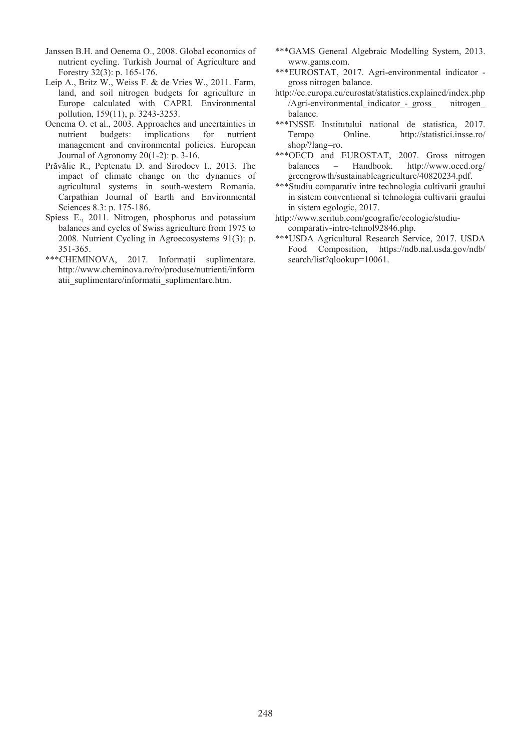Janssen B.H. and Oenema O., 2008. Global economics of nutrient cycling. Turkish Journal of Agriculture and Forestry 32(3): p. 165-176.

Leip A., Britz W., Weiss F. & de Vries W., 2011. Farm, land, and soil nitrogen budgets for agriculture in Europe calculated with CAPRI. Environmental pollution, 159(11), p. 3243-3253.

Oenema O. et al., 2003. Approaches and uncertainties in nutrient budgets: implications for nutrient management and environmental policies. European Journal of Agronomy 20(1-2): p. 3-16.

Prăvălie R., Peptenatu D. and Sirodoev I., 2013. The impact of climate change on the dynamics of agricultural systems in south-western Romania. Carpathian Journal of Earth and Environmental Sciences 8.3: p. 175-186.

Spiess E., 2011. Nitrogen, phosphorus and potassium balances and cycles of Swiss agriculture from 1975 to 2008. Nutrient Cycling in Agroecosystems 91(3): p. 351-365.

***CHEMINOVA, 2017. Informații suplimentare. http://www.cheminova.ro/ro/produse/nutrienti/informatii_suplimentare/informatii_suplimentare.htm.

***GAMS General Algebraic Modelling System, 2013. www.gams.com.

***EUROSTAT, 2017. Agri-environmental indicator - gross nitrogen balance.
http://ec.europa.eu/eurostat/statistics.explained/index.php/Agri-environmental_indicator_-_gross_ nitrogen_ balance.

***INSSE Institutului national de statistica, 2017. Tempo Online. http://statistici.insse.ro/shop/?lang=ro.

***OECD and EUROSTAT, 2007. Gross nitrogen balances – Handbook. http://www.oecd.org/greengrowth/sustainableagriculture/40820234.pdf.

***Studiu comparativ intre technologia cultivarii graului in sistem conventional si tehnologia cultivarii graului in sistem egologic, 2017.
http://www.scritub.com/geografie/ecologie/studiu-comparativ-intre-tehnol92846.php.

***USDA Agricultural Research Service, 2017. USDA Food Composition, https://ndb.nal.usda.gov/ndb/search/list?qlookup=10061.